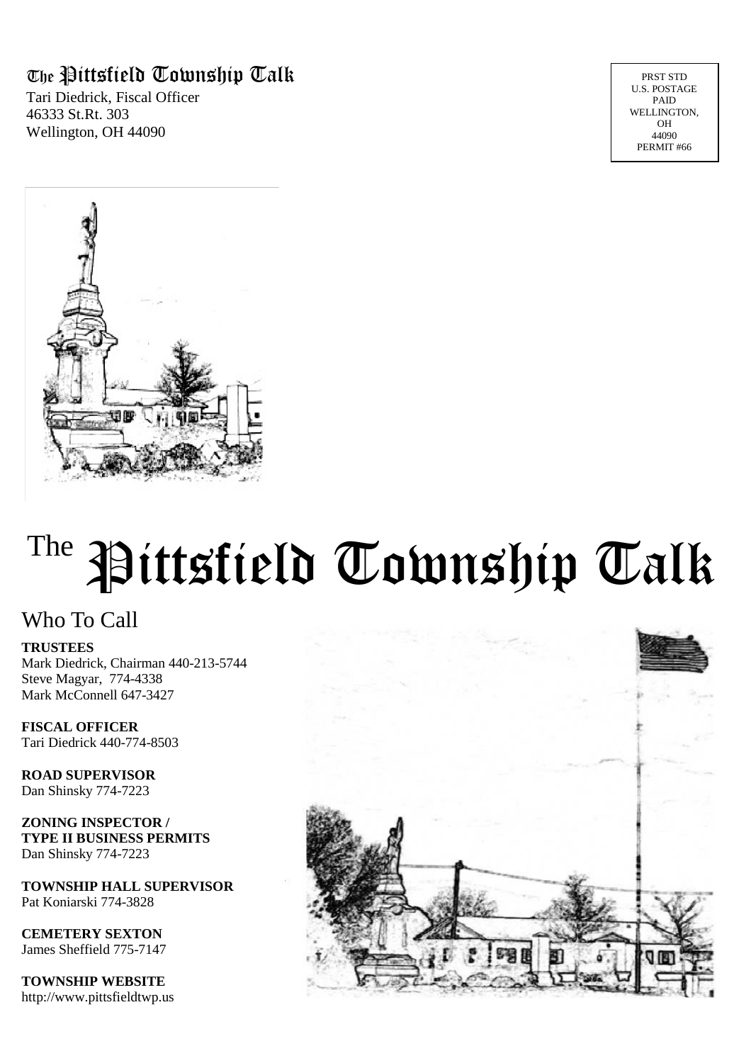The Pittsfield Township Talk

Tari Diedrick, Fiscal Officer
46333 St.Rt. 303
Wellington, OH 44090

PRST STD
U.S. POSTAGE
PAID
WELLINGTON, OH
44090
PERMIT #66

# The Pittsfield Township Talk

## Who To Call

**TRUSTEES**
Mark Diedrick, Chairman 440-213-5744
Steve Magyar, 774-4338
Mark McConnell 647-3427

**FISCAL OFFICER**
Tari Diedrick 440-774-8503

**ROAD SUPERVISOR**
Dan Shinsky 774-7223

**ZONING INSPECTOR / TYPE II BUSINESS PERMITS**
Dan Shinsky 774-7223

**TOWNSHIP HALL SUPERVISOR**
Pat Koniarski 774-3828

**CEMETERY SEXTON**
James Sheffield 775-7147

**TOWNSHIP WEBSITE**
http://www.pittsfieldtwp.us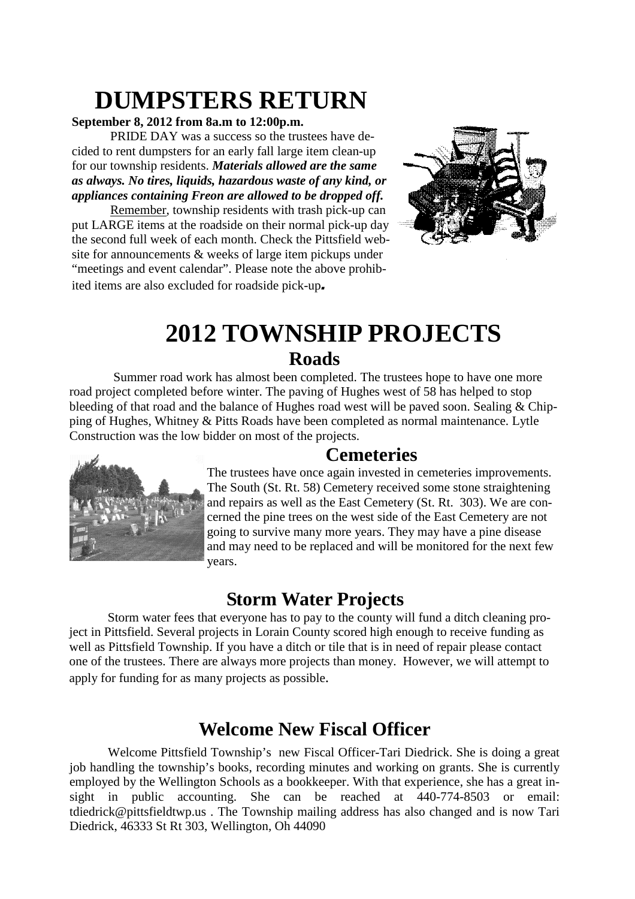# DUMPSTERS RETURN

**September 8, 2012 from 8a.m to 12:00p.m.**

PRIDE DAY was a success so the trustees have decided to rent dumpsters for an early fall large item clean-up for our township residents. ***Materials allowed are the same as always. No tires, liquids, hazardous waste of any kind, or appliances containing Freon are allowed to be dropped off.***

Remember, township residents with trash pick-up can put LARGE items at the roadside on their normal pick-up day the second full week of each month. Check the Pittsfield website for announcements & weeks of large item pickups under "meetings and event calendar". Please note the above prohibited items are also excluded for roadside pick-up**.**

# 2012 TOWNSHIP PROJECTS

## Roads

Summer road work has almost been completed. The trustees hope to have one more road project completed before winter. The paving of Hughes west of 58 has helped to stop bleeding of that road and the balance of Hughes road west will be paved soon. Sealing & Chipping of Hughes, Whitney & Pitts Roads have been completed as normal maintenance. Lytle Construction was the low bidder on most of the projects.

## Cemeteries

The trustees have once again invested in cemeteries improvements. The South (St. Rt. 58) Cemetery received some stone straightening and repairs as well as the East Cemetery (St. Rt. 303). We are concerned the pine trees on the west side of the East Cemetery are not going to survive many more years. They may have a pine disease and may need to be replaced and will be monitored for the next few years.

## Storm Water Projects

Storm water fees that everyone has to pay to the county will fund a ditch cleaning project in Pittsfield. Several projects in Lorain County scored high enough to receive funding as well as Pittsfield Township. If you have a ditch or tile that is in need of repair please contact one of the trustees. There are always more projects than money. However, we will attempt to apply for funding for as many projects as possible.

## Welcome New Fiscal Officer

Welcome Pittsfield Township's new Fiscal Officer-Tari Diedrick. She is doing a great job handling the township's books, recording minutes and working on grants. She is currently employed by the Wellington Schools as a bookkeeper. With that experience, she has a great insight in public accounting. She can be reached at 440-774-8503 or email: tdiedrick@pittsfieldtwp.us . The Township mailing address has also changed and is now Tari Diedrick, 46333 St Rt 303, Wellington, Oh 44090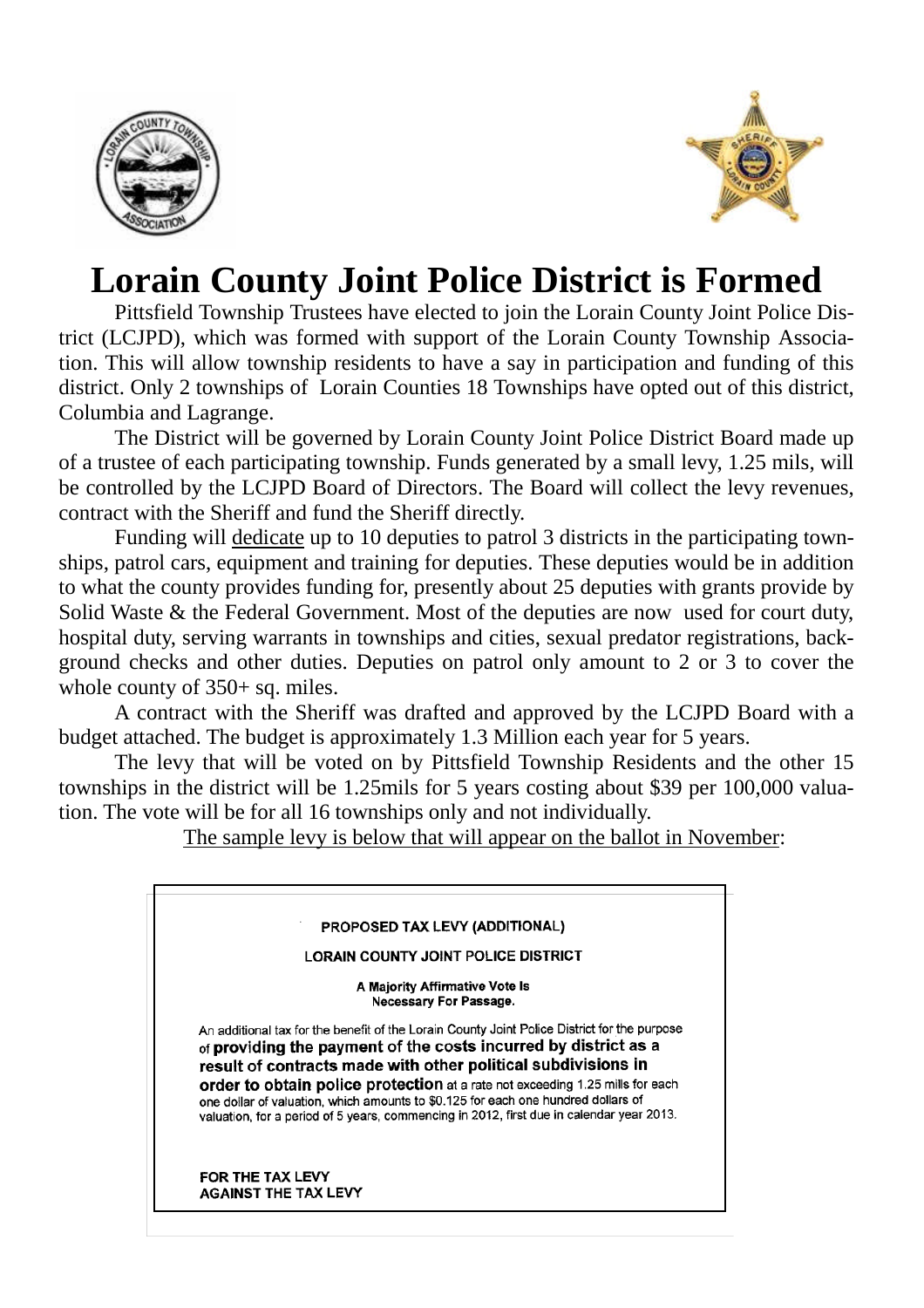# Lorain County Joint Police District is Formed

Pittsfield Township Trustees have elected to join the Lorain County Joint Police District (LCJPD), which was formed with support of the Lorain County Township Association. This will allow township residents to have a say in participation and funding of this district. Only 2 townships of Lorain Counties 18 Townships have opted out of this district, Columbia and Lagrange.

The District will be governed by Lorain County Joint Police District Board made up of a trustee of each participating township. Funds generated by a small levy, 1.25 mils, will be controlled by the LCJPD Board of Directors. The Board will collect the levy revenues, contract with the Sheriff and fund the Sheriff directly.

Funding will dedicate up to 10 deputies to patrol 3 districts in the participating townships, patrol cars, equipment and training for deputies. These deputies would be in addition to what the county provides funding for, presently about 25 deputies with grants provide by Solid Waste & the Federal Government. Most of the deputies are now used for court duty, hospital duty, serving warrants in townships and cities, sexual predator registrations, background checks and other duties. Deputies on patrol only amount to 2 or 3 to cover the whole county of 350+ sq. miles.

A contract with the Sheriff was drafted and approved by the LCJPD Board with a budget attached. The budget is approximately 1.3 Million each year for 5 years.

The levy that will be voted on by Pittsfield Township Residents and the other 15 townships in the district will be 1.25mils for 5 years costing about $39 per 100,000 valuation. The vote will be for all 16 townships only and not individually.

The sample levy is below that will appear on the ballot in November:

**PROPOSED TAX LEVY (ADDITIONAL)**

**LORAIN COUNTY JOINT POLICE DISTRICT**

**A Majority Affirmative Vote Is Necessary For Passage.**

An additional tax for the benefit of the Lorain County Joint Police District for the purpose of **providing the payment of the costs incurred by district as a result of contracts made with other political subdivisions in order to obtain police protection** at a rate not exceeding 1.25 mills for each one dollar of valuation, which amounts to $0.125 for each one hundred dollars of valuation, for a period of 5 years, commencing in 2012, first due in calendar year 2013.

**FOR THE TAX LEVY**
**AGAINST THE TAX LEVY**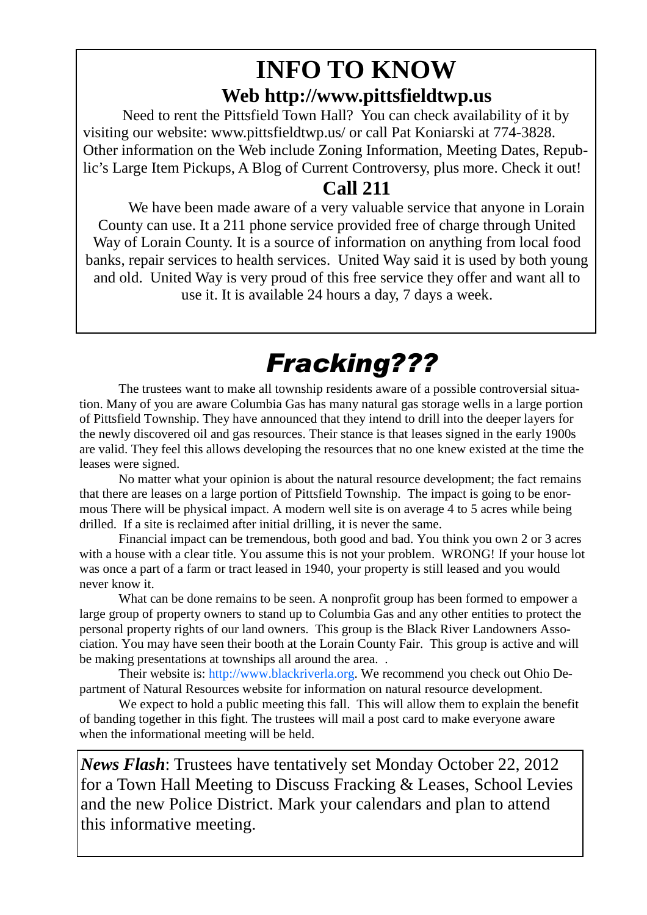# INFO TO KNOW

## Web http://www.pittsfieldtwp.us

Need to rent the Pittsfield Town Hall? You can check availability of it by visiting our website: www.pittsfieldtwp.us/ or call Pat Koniarski at 774-3828. Other information on the Web include Zoning Information, Meeting Dates, Republic's Large Item Pickups, A Blog of Current Controversy, plus more. Check it out!

## Call 211

We have been made aware of a very valuable service that anyone in Lorain County can use. It a 211 phone service provided free of charge through United Way of Lorain County. It is a source of information on anything from local food banks, repair services to health services. United Way said it is used by both young and old. United Way is very proud of this free service they offer and want all to use it. It is available 24 hours a day, 7 days a week.

# *Fracking???*

The trustees want to make all township residents aware of a possible controversial situation. Many of you are aware Columbia Gas has many natural gas storage wells in a large portion of Pittsfield Township. They have announced that they intend to drill into the deeper layers for the newly discovered oil and gas resources. Their stance is that leases signed in the early 1900s are valid. They feel this allows developing the resources that no one knew existed at the time the leases were signed.

No matter what your opinion is about the natural resource development; the fact remains that there are leases on a large portion of Pittsfield Township. The impact is going to be enormous There will be physical impact. A modern well site is on average 4 to 5 acres while being drilled. If a site is reclaimed after initial drilling, it is never the same.

Financial impact can be tremendous, both good and bad. You think you own 2 or 3 acres with a house with a clear title. You assume this is not your problem. WRONG! If your house lot was once a part of a farm or tract leased in 1940, your property is still leased and you would never know it.

What can be done remains to be seen. A nonprofit group has been formed to empower a large group of property owners to stand up to Columbia Gas and any other entities to protect the personal property rights of our land owners. This group is the Black River Landowners Association. You may have seen their booth at the Lorain County Fair. This group is active and will be making presentations at townships all around the area. .

Their website is: http://www.blackriverla.org. We recommend you check out Ohio Department of Natural Resources website for information on natural resource development.

We expect to hold a public meeting this fall. This will allow them to explain the benefit of banding together in this fight. The trustees will mail a post card to make everyone aware when the informational meeting will be held.

***News Flash***: Trustees have tentatively set Monday October 22, 2012 for a Town Hall Meeting to Discuss Fracking & Leases, School Levies and the new Police District. Mark your calendars and plan to attend this informative meeting.